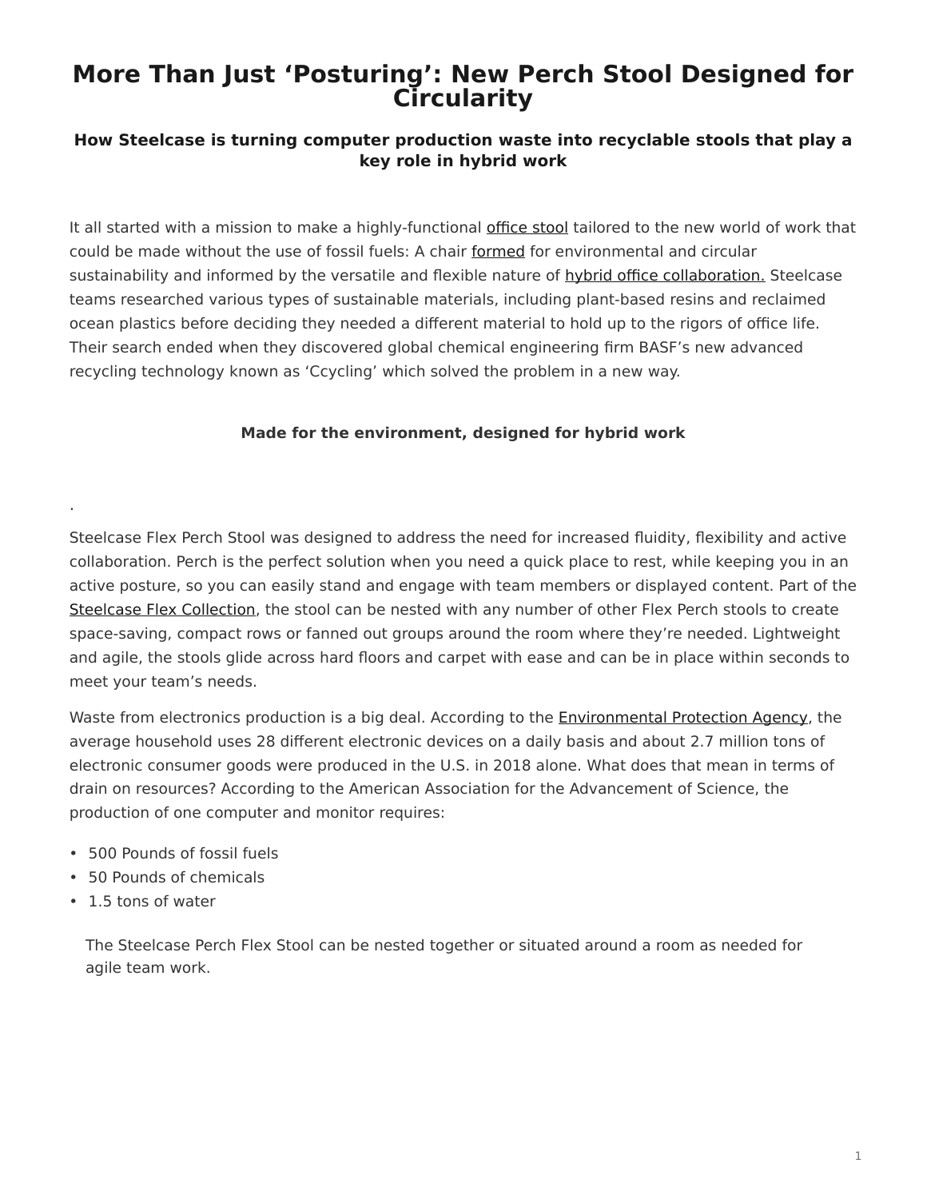# More Than Just 'Posturing': New Perch Stool Designed for Circularity

### How Steelcase is turning computer production waste into recyclable stools that play a key role in hybrid work

It all started with a mission to make a highly-functional office stool tailored to the new world of work that could be made without the use of fossil fuels: A chair formed for environmental and circular sustainability and informed by the versatile and flexible nature of hybrid office collaboration. Steelcase teams researched various types of sustainable materials, including plant-based resins and reclaimed ocean plastics before deciding they needed a different material to hold up to the rigors of office life. Their search ended when they discovered global chemical engineering firm BASF's new advanced recycling technology known as 'Ccycling' which solved the problem in a new way.

#### Made for the environment, designed for hybrid work

.

Steelcase Flex Perch Stool was designed to address the need for increased fluidity, flexibility and active collaboration. Perch is the perfect solution when you need a quick place to rest, while keeping you in an active posture, so you can easily stand and engage with team members or displayed content. Part of the Steelcase Flex Collection, the stool can be nested with any number of other Flex Perch stools to create space-saving, compact rows or fanned out groups around the room where they're needed. Lightweight and agile, the stools glide across hard floors and carpet with ease and can be in place within seconds to meet your team's needs.

Waste from electronics production is a big deal. According to the Environmental Protection Agency, the average household uses 28 different electronic devices on a daily basis and about 2.7 million tons of electronic consumer goods were produced in the U.S. in 2018 alone. What does that mean in terms of drain on resources? According to the American Association for the Advancement of Science, the production of one computer and monitor requires:

- 500 Pounds of fossil fuels
- 50 Pounds of chemicals
- 1.5 tons of water

The Steelcase Perch Flex Stool can be nested together or situated around a room as needed for agile team work.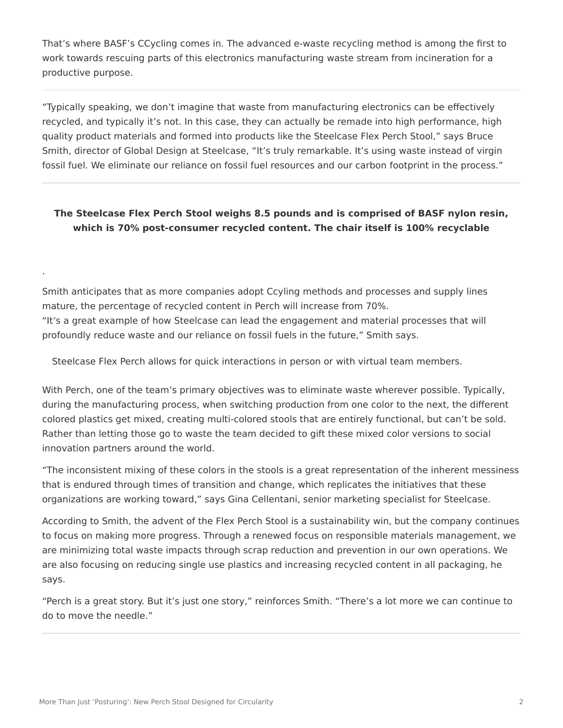That's where BASF's CCycling comes in. The advanced e-waste recycling method is among the first to work towards rescuing parts of this electronics manufacturing waste stream from incineration for a productive purpose.

---

"Typically speaking, we don't imagine that waste from manufacturing electronics can be effectively recycled, and typically it's not. In this case, they can actually be remade into high performance, high quality product materials and formed into products like the Steelcase Flex Perch Stool," says Bruce Smith, director of Global Design at Steelcase, "It's truly remarkable. It's using waste instead of virgin fossil fuel. We eliminate our reliance on fossil fuel resources and our carbon footprint in the process."

---

**The Steelcase Flex Perch Stool weighs 8.5 pounds and is comprised of BASF nylon resin, which is 70% post-consumer recycled content. The chair itself is 100% recyclable**

.

Smith anticipates that as more companies adopt Ccyling methods and processes and supply lines mature, the percentage of recycled content in Perch will increase from 70%.
"It's a great example of how Steelcase can lead the engagement and material processes that will profoundly reduce waste and our reliance on fossil fuels in the future," Smith says.

Steelcase Flex Perch allows for quick interactions in person or with virtual team members.

With Perch, one of the team's primary objectives was to eliminate waste wherever possible. Typically, during the manufacturing process, when switching production from one color to the next, the different colored plastics get mixed, creating multi-colored stools that are entirely functional, but can't be sold. Rather than letting those go to waste the team decided to gift these mixed color versions to social innovation partners around the world.

"The inconsistent mixing of these colors in the stools is a great representation of the inherent messiness that is endured through times of transition and change, which replicates the initiatives that these organizations are working toward," says Gina Cellentani, senior marketing specialist for Steelcase.

According to Smith, the advent of the Flex Perch Stool is a sustainability win, but the company continues to focus on making more progress. Through a renewed focus on responsible materials management, we are minimizing total waste impacts through scrap reduction and prevention in our own operations. We are also focusing on reducing single use plastics and increasing recycled content in all packaging, he says.

"Perch is a great story. But it's just one story," reinforces Smith. "There's a lot more we can continue to do to move the needle."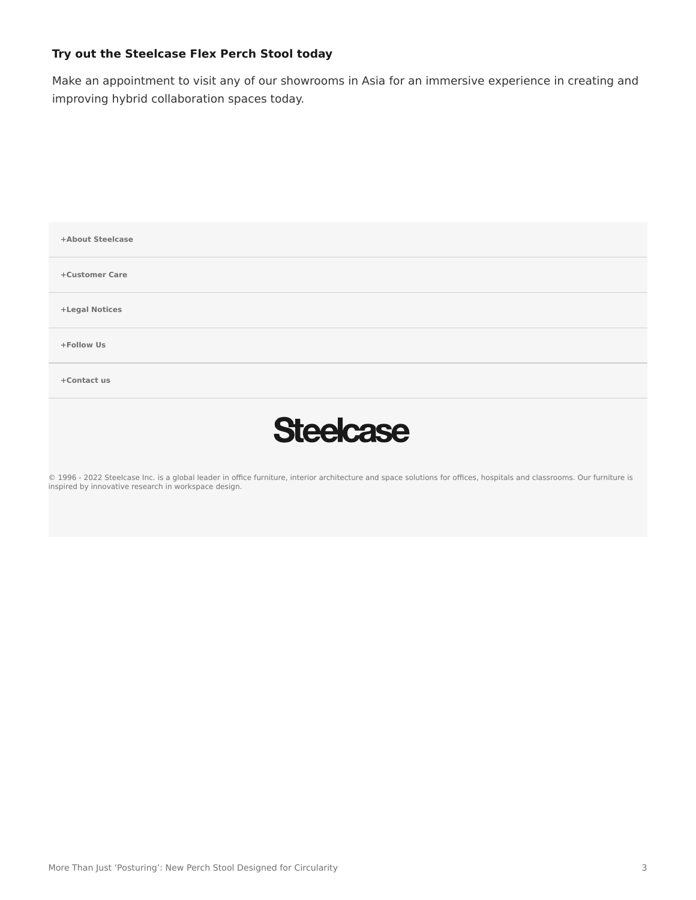### Try out the Steelcase Flex Perch Stool today

Make an appointment to visit any of our showrooms in Asia for an immersive experience in creating and improving hybrid collaboration spaces today.

**+About Steelcase**

**+Customer Care**

**+Legal Notices**

**+Follow Us**

**+Contact us**

Steelcase

© 1996 - 2022 Steelcase Inc. is a global leader in office furniture, interior architecture and space solutions for offices, hospitals and classrooms. Our furniture is inspired by innovative research in workspace design.